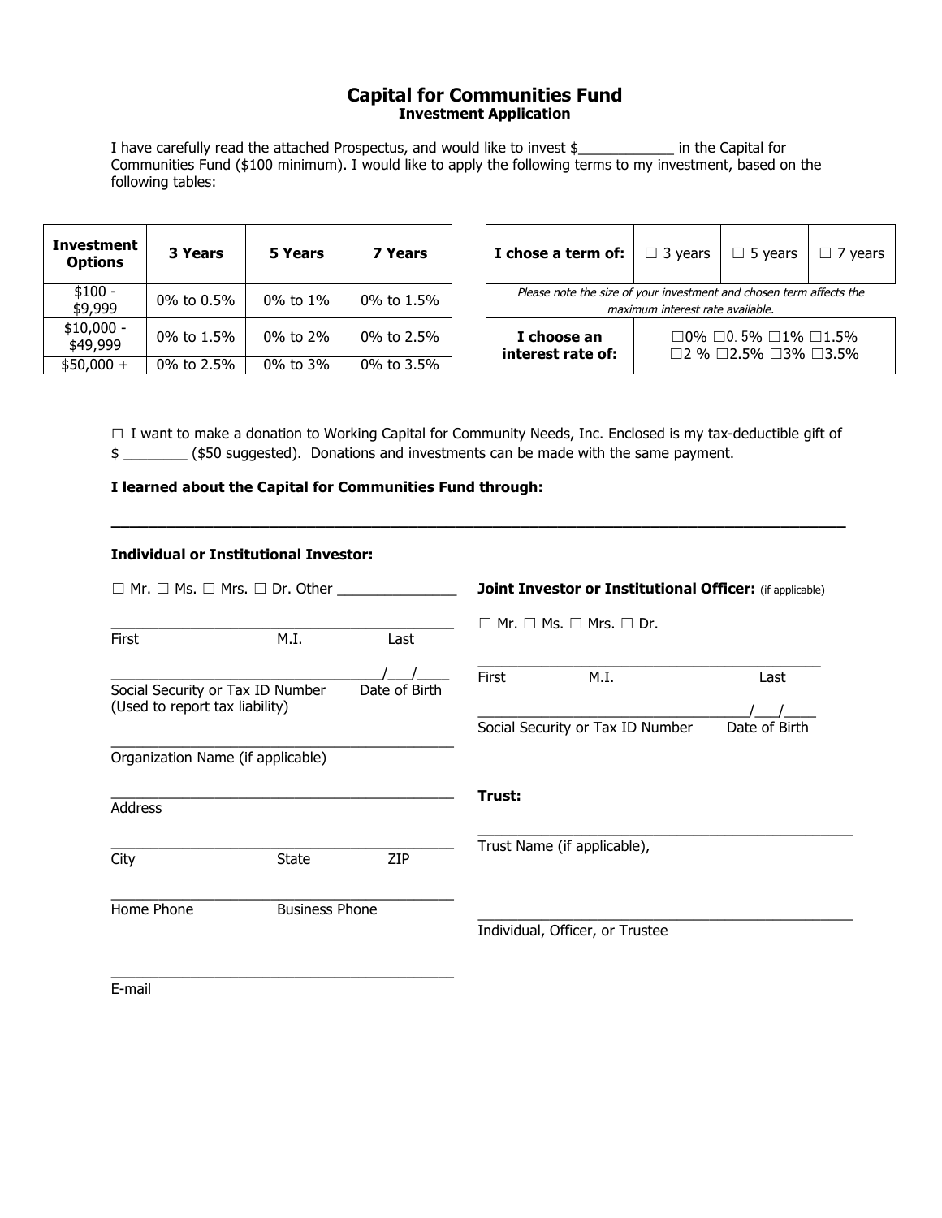# Capital for Communities Fund

## Investment Application

I have carefully read the attached Prospectus, and would like to invest $____________ in the Capital for Communities Fund ($100 minimum). I would like to apply the following terms to my investment, based on the following tables:

| Investment Options | 3 Years | 5 Years | 7 Years |
|---|---|---|---|
| $100 - $9,999 | 0% to 0.5% | 0% to 1% | 0% to 1.5% |
| $10,000 - $49,999 | 0% to 1.5% | 0% to 2% | 0% to 2.5% |
| $50,000 + | 0% to 2.5% | 0% to 3% | 0% to 3.5% |

| I chose a term of: | ☐ 3 years | ☐ 5 years | ☐ 7 years |
|---|---|---|---|

*Please note the size of your investment and chosen term affects the maximum interest rate available.*

| I choose an interest rate of: | ☐0% ☐0.5% ☐1% ☐1.5% ☐2 % ☐2.5% ☐3% ☐3.5% |
|---|---|

☐ I want to make a donation to Working Capital for Community Needs, Inc. Enclosed is my tax-deductible gift of $ ________ ($50 suggested). Donations and investments can be made with the same payment.

**I learned about the Capital for Communities Fund through:**

___________________________________________________________________________

**Individual or Institutional Investor:**

☐ Mr. ☐ Ms. ☐ Mrs. ☐ Dr. Other _______________

_____________________________________________
First M.I. Last

___________________________________/___/____
Social Security or Tax ID Number Date of Birth
(Used to report tax liability)

_____________________________________________
Organization Name (if applicable)

_____________________________________________
Address

_____________________________________________
City State ZIP

_____________________________________________
Home Phone Business Phone

_____________________________________________
E-mail

**Joint Investor or Institutional Officer:** (if applicable)

☐ Mr. ☐ Ms. ☐ Mrs. ☐ Dr.

_____________________________________________
First M.I. Last

___________________________________/___/____
Social Security or Tax ID Number Date of Birth

**Trust:**

_____________________________________________
Trust Name (if applicable),

_____________________________________________
Individual, Officer, or Trustee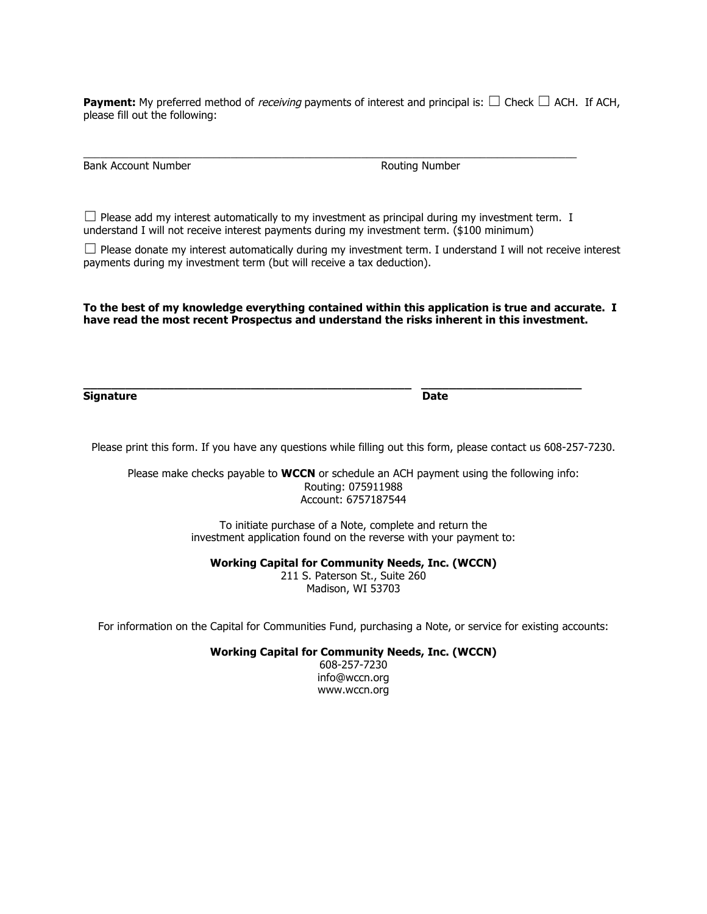**Payment:** My preferred method of *receiving* payments of interest and principal is: ☐ Check ☐ ACH. If ACH, please fill out the following:

______________________________________________________________________________

Bank Account Number                                        Routing Number

☐ Please add my interest automatically to my investment as principal during my investment term. I understand I will not receive interest payments during my investment term. ($100 minimum)

☐ Please donate my interest automatically during my investment term. I understand I will not receive interest payments during my investment term (but will receive a tax deduction).

**To the best of my knowledge everything contained within this application is true and accurate. I have read the most recent Prospectus and understand the risks inherent in this investment.**

**______________________________________________________ ________________________**

**Signature                                                                        Date**

Please print this form. If you have any questions while filling out this form, please contact us 608-257-7230.

Please make checks payable to **WCCN** or schedule an ACH payment using the following info:
Routing: 075911988
Account: 6757187544

To initiate purchase of a Note, complete and return the
investment application found on the reverse with your payment to:

**Working Capital for Community Needs, Inc. (WCCN)**
211 S. Paterson St., Suite 260
Madison, WI 53703

For information on the Capital for Communities Fund, purchasing a Note, or service for existing accounts:

**Working Capital for Community Needs, Inc. (WCCN)**
608-257-7230
info@wccn.org
www.wccn.org